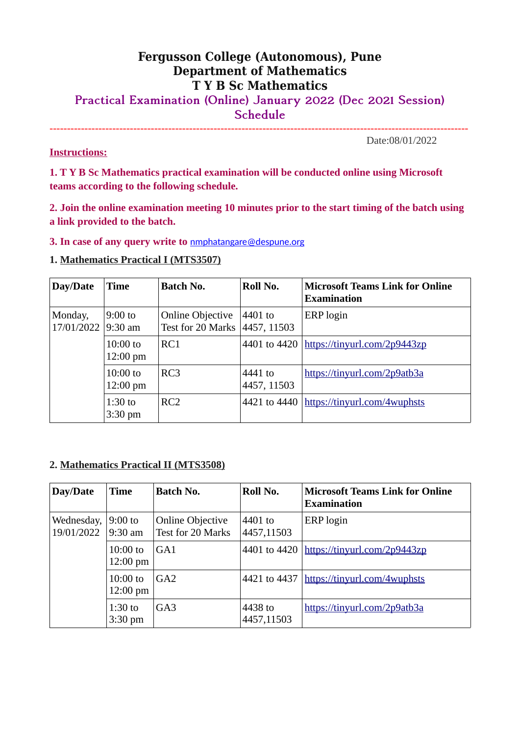# Fergusson College (Autonomous), Pune
# Department of Mathematics
# T Y B Sc Mathematics
## Practical Examination (Online) January 2022 (Dec 2021 Session) Schedule

Date:08/01/2022

**Instructions:**

**1. T Y B Sc Mathematics practical examination will be conducted online using Microsoft teams according to the following schedule.**

**2. Join the online examination meeting 10 minutes prior to the start timing of the batch using a link provided to the batch.**

**3. In case of any query write to** nmphatangare@despune.org

**1. Mathematics Practical I (MTS3507)**

| Day/Date | Time | Batch No. | Roll No. | Microsoft Teams Link for Online Examination |
|---|---|---|---|---|
| Monday, 17/01/2022 | 9:00 to 9:30 am | Online Objective Test for 20 Marks | 4401 to 4457, 11503 | ERP login |
| | 10:00 to 12:00 pm | RC1 | 4401 to 4420 | https://tinyurl.com/2p9443zp |
| | 10:00 to 12:00 pm | RC3 | 4441 to 4457, 11503 | https://tinyurl.com/2p9atb3a |
| | 1:30 to 3:30 pm | RC2 | 4421 to 4440 | https://tinyurl.com/4wuphsts |

**2. Mathematics Practical II (MTS3508)**

| Day/Date | Time | Batch No. | Roll No. | Microsoft Teams Link for Online Examination |
|---|---|---|---|---|
| Wednesday, 19/01/2022 | 9:00 to 9:30 am | Online Objective Test for 20 Marks | 4401 to 4457,11503 | ERP login |
| | 10:00 to 12:00 pm | GA1 | 4401 to 4420 | https://tinyurl.com/2p9443zp |
| | 10:00 to 12:00 pm | GA2 | 4421 to 4437 | https://tinyurl.com/4wuphsts |
| | 1:30 to 3:30 pm | GA3 | 4438 to 4457,11503 | https://tinyurl.com/2p9atb3a |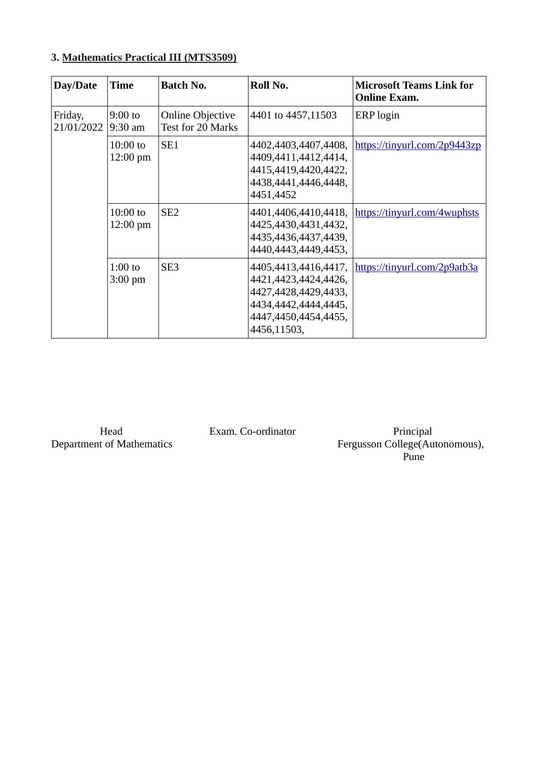### 3. Mathematics Practical III (MTS3509)

| Day/Date | Time | Batch No. | Roll No. | Microsoft Teams Link for Online Exam. |
|---|---|---|---|---|
| Friday, 21/01/2022 | 9:00 to 9:30 am | Online Objective Test for 20 Marks | 4401 to 4457,11503 | ERP login |
| | 10:00 to 12:00 pm | SE1 | 4402,4403,4407,4408, 4409,4411,4412,4414, 4415,4419,4420,4422, 4438,4441,4446,4448, 4451,4452 | https://tinyurl.com/2p9443zp |
| | 10:00 to 12:00 pm | SE2 | 4401,4406,4410,4418, 4425,4430,4431,4432, 4435,4436,4437,4439, 4440,4443,4449,4453, | https://tinyurl.com/4wuphsts |
| | 1:00 to 3:00 pm | SE3 | 4405,4413,4416,4417, 4421,4423,4424,4426, 4427,4428,4429,4433, 4434,4442,4444,4445, 4447,4450,4454,4455, 4456,11503, | https://tinyurl.com/2p9atb3a |

Head
Department of Mathematics

Exam. Co-ordinator

Principal
Fergusson College(Autonomous), Pune